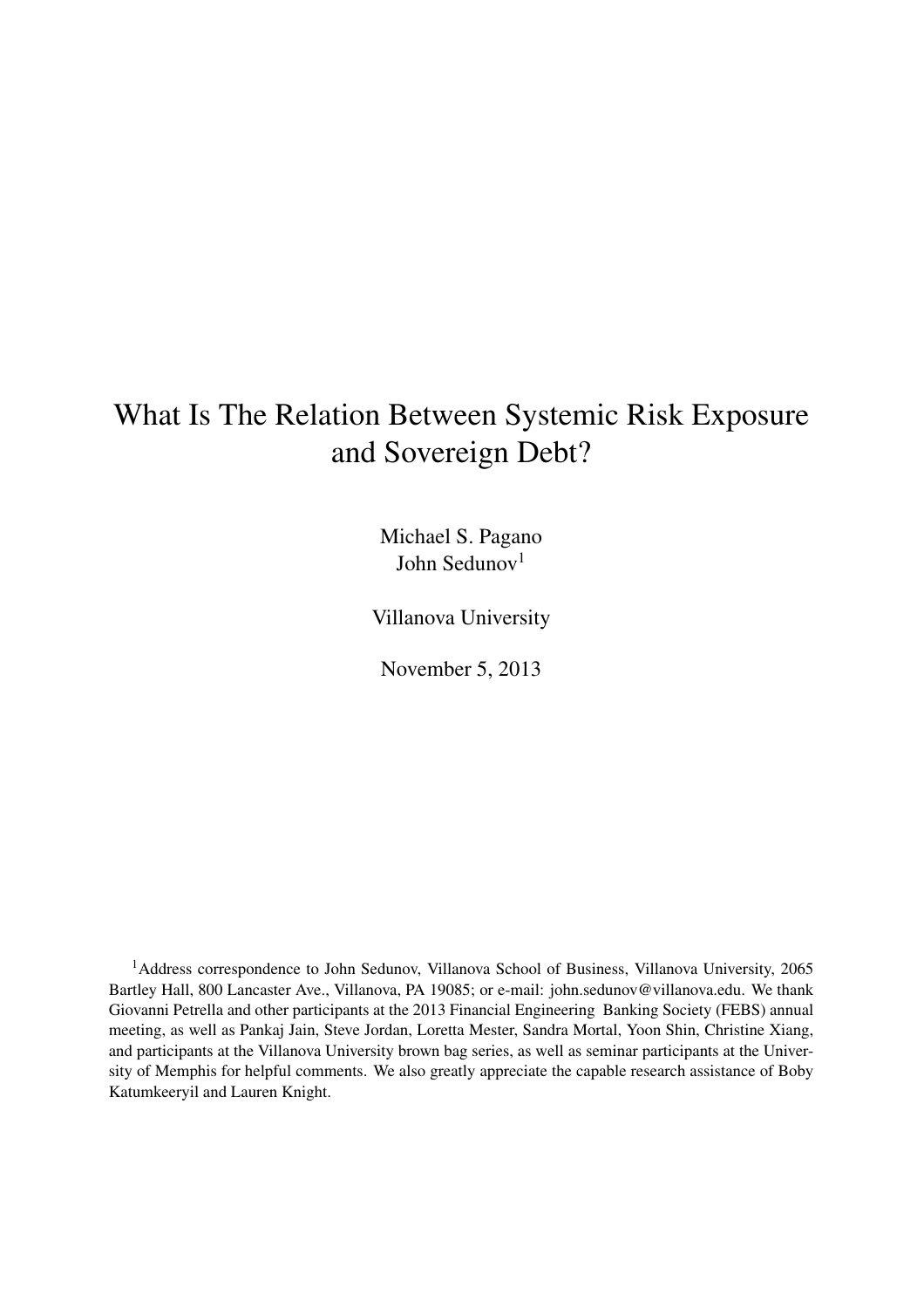# What Is The Relation Between Systemic Risk Exposure and Sovereign Debt?

Michael S. Pagano
John Sedunov[1]

Villanova University

November 5, 2013

[1]Address correspondence to John Sedunov, Villanova School of Business, Villanova University, 2065 Bartley Hall, 800 Lancaster Ave., Villanova, PA 19085; or e-mail: john.sedunov@villanova.edu. We thank Giovanni Petrella and other participants at the 2013 Financial Engineering Banking Society (FEBS) annual meeting, as well as Pankaj Jain, Steve Jordan, Loretta Mester, Sandra Mortal, Yoon Shin, Christine Xiang, and participants at the Villanova University brown bag series, as well as seminar participants at the University of Memphis for helpful comments. We also greatly appreciate the capable research assistance of Boby Katumkeeryil and Lauren Knight.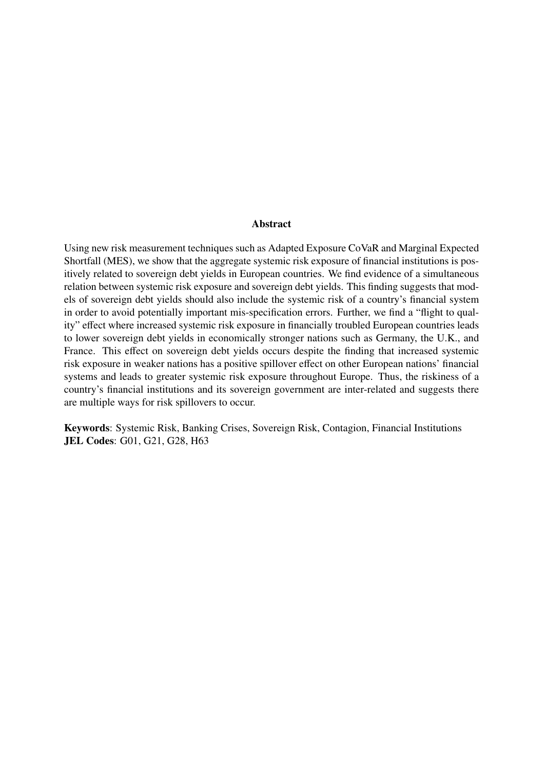## Abstract

Using new risk measurement techniques such as Adapted Exposure CoVaR and Marginal Expected Shortfall (MES), we show that the aggregate systemic risk exposure of financial institutions is positively related to sovereign debt yields in European countries. We find evidence of a simultaneous relation between systemic risk exposure and sovereign debt yields. This finding suggests that models of sovereign debt yields should also include the systemic risk of a country's financial system in order to avoid potentially important mis-specification errors. Further, we find a "flight to quality" effect where increased systemic risk exposure in financially troubled European countries leads to lower sovereign debt yields in economically stronger nations such as Germany, the U.K., and France. This effect on sovereign debt yields occurs despite the finding that increased systemic risk exposure in weaker nations has a positive spillover effect on other European nations' financial systems and leads to greater systemic risk exposure throughout Europe. Thus, the riskiness of a country's financial institutions and its sovereign government are inter-related and suggests there are multiple ways for risk spillovers to occur.

**Keywords**: Systemic Risk, Banking Crises, Sovereign Risk, Contagion, Financial Institutions
**JEL Codes**: G01, G21, G28, H63